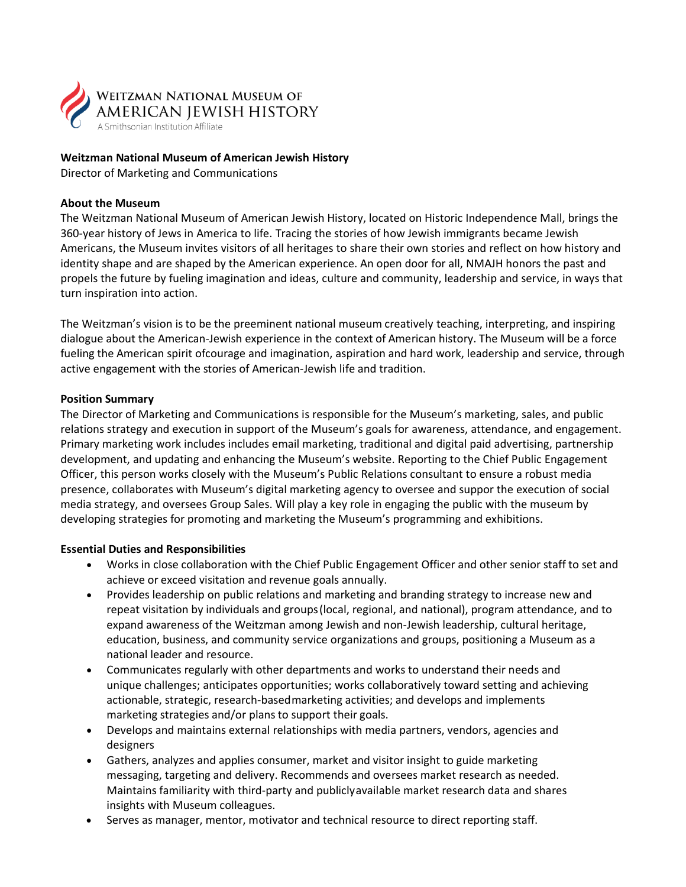**Weitzman National Museum of American Jewish History**
Director of Marketing and Communications

**About the Museum**

The Weitzman National Museum of American Jewish History, located on Historic Independence Mall, brings the 360-year history of Jews in America to life. Tracing the stories of how Jewish immigrants became Jewish Americans, the Museum invites visitors of all heritages to share their own stories and reflect on how history and identity shape and are shaped by the American experience. An open door for all, NMAJH honors the past and propels the future by fueling imagination and ideas, culture and community, leadership and service, in ways that turn inspiration into action.

The Weitzman's vision is to be the preeminent national museum creatively teaching, interpreting, and inspiring dialogue about the American-Jewish experience in the context of American history. The Museum will be a force fueling the American spirit ofcourage and imagination, aspiration and hard work, leadership and service, through active engagement with the stories of American-Jewish life and tradition.

**Position Summary**

The Director of Marketing and Communications is responsible for the Museum's marketing, sales, and public relations strategy and execution in support of the Museum's goals for awareness, attendance, and engagement. Primary marketing work includes includes email marketing, traditional and digital paid advertising, partnership development, and updating and enhancing the Museum's website. Reporting to the Chief Public Engagement Officer, this person works closely with the Museum's Public Relations consultant to ensure a robust media presence, collaborates with Museum's digital marketing agency to oversee and suppor the execution of social media strategy, and oversees Group Sales. Will play a key role in engaging the public with the museum by developing strategies for promoting and marketing the Museum's programming and exhibitions.

**Essential Duties and Responsibilities**

- Works in close collaboration with the Chief Public Engagement Officer and other senior staff to set and achieve or exceed visitation and revenue goals annually.
- Provides leadership on public relations and marketing and branding strategy to increase new and repeat visitation by individuals and groups(local, regional, and national), program attendance, and to expand awareness of the Weitzman among Jewish and non-Jewish leadership, cultural heritage, education, business, and community service organizations and groups, positioning a Museum as a national leader and resource.
- Communicates regularly with other departments and works to understand their needs and unique challenges; anticipates opportunities; works collaboratively toward setting and achieving actionable, strategic, research-basedmarketing activities; and develops and implements marketing strategies and/or plans to support their goals.
- Develops and maintains external relationships with media partners, vendors, agencies and designers
- Gathers, analyzes and applies consumer, market and visitor insight to guide marketing messaging, targeting and delivery. Recommends and oversees market research as needed. Maintains familiarity with third-party and publiclyavailable market research data and shares insights with Museum colleagues.
- Serves as manager, mentor, motivator and technical resource to direct reporting staff.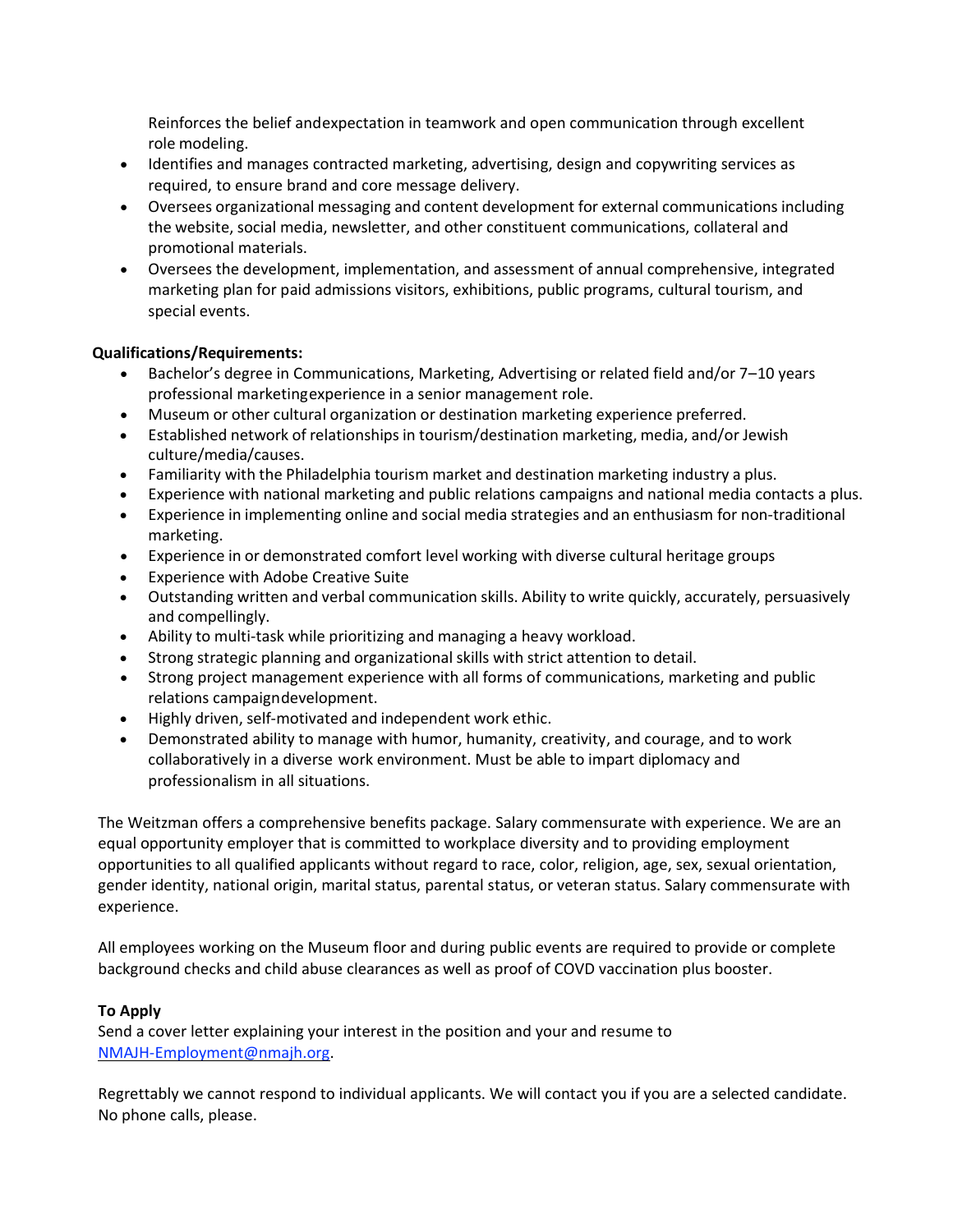Reinforces the belief andexpectation in teamwork and open communication through excellent role modeling.

- Identifies and manages contracted marketing, advertising, design and copywriting services as required, to ensure brand and core message delivery.
- Oversees organizational messaging and content development for external communications including the website, social media, newsletter, and other constituent communications, collateral and promotional materials.
- Oversees the development, implementation, and assessment of annual comprehensive, integrated marketing plan for paid admissions visitors, exhibitions, public programs, cultural tourism, and special events.

**Qualifications/Requirements:**

- Bachelor's degree in Communications, Marketing, Advertising or related field and/or 7–10 years professional marketingexperience in a senior management role.
- Museum or other cultural organization or destination marketing experience preferred.
- Established network of relationships in tourism/destination marketing, media, and/or Jewish culture/media/causes.
- Familiarity with the Philadelphia tourism market and destination marketing industry a plus.
- Experience with national marketing and public relations campaigns and national media contacts a plus.
- Experience in implementing online and social media strategies and an enthusiasm for non-traditional marketing.
- Experience in or demonstrated comfort level working with diverse cultural heritage groups
- Experience with Adobe Creative Suite
- Outstanding written and verbal communication skills. Ability to write quickly, accurately, persuasively and compellingly.
- Ability to multi-task while prioritizing and managing a heavy workload.
- Strong strategic planning and organizational skills with strict attention to detail.
- Strong project management experience with all forms of communications, marketing and public relations campaigndevelopment.
- Highly driven, self-motivated and independent work ethic.
- Demonstrated ability to manage with humor, humanity, creativity, and courage, and to work collaboratively in a diverse work environment. Must be able to impart diplomacy and professionalism in all situations.

The Weitzman offers a comprehensive benefits package. Salary commensurate with experience. We are an equal opportunity employer that is committed to workplace diversity and to providing employment opportunities to all qualified applicants without regard to race, color, religion, age, sex, sexual orientation, gender identity, national origin, marital status, parental status, or veteran status. Salary commensurate with experience.

All employees working on the Museum floor and during public events are required to provide or complete background checks and child abuse clearances as well as proof of COVD vaccination plus booster.

**To Apply**

Send a cover letter explaining your interest in the position and your and resume to [NMAJH-Employment@nmajh.org](mailto:NMAJH-Employment@nmajh.org).

Regrettably we cannot respond to individual applicants. We will contact you if you are a selected candidate. No phone calls, please.